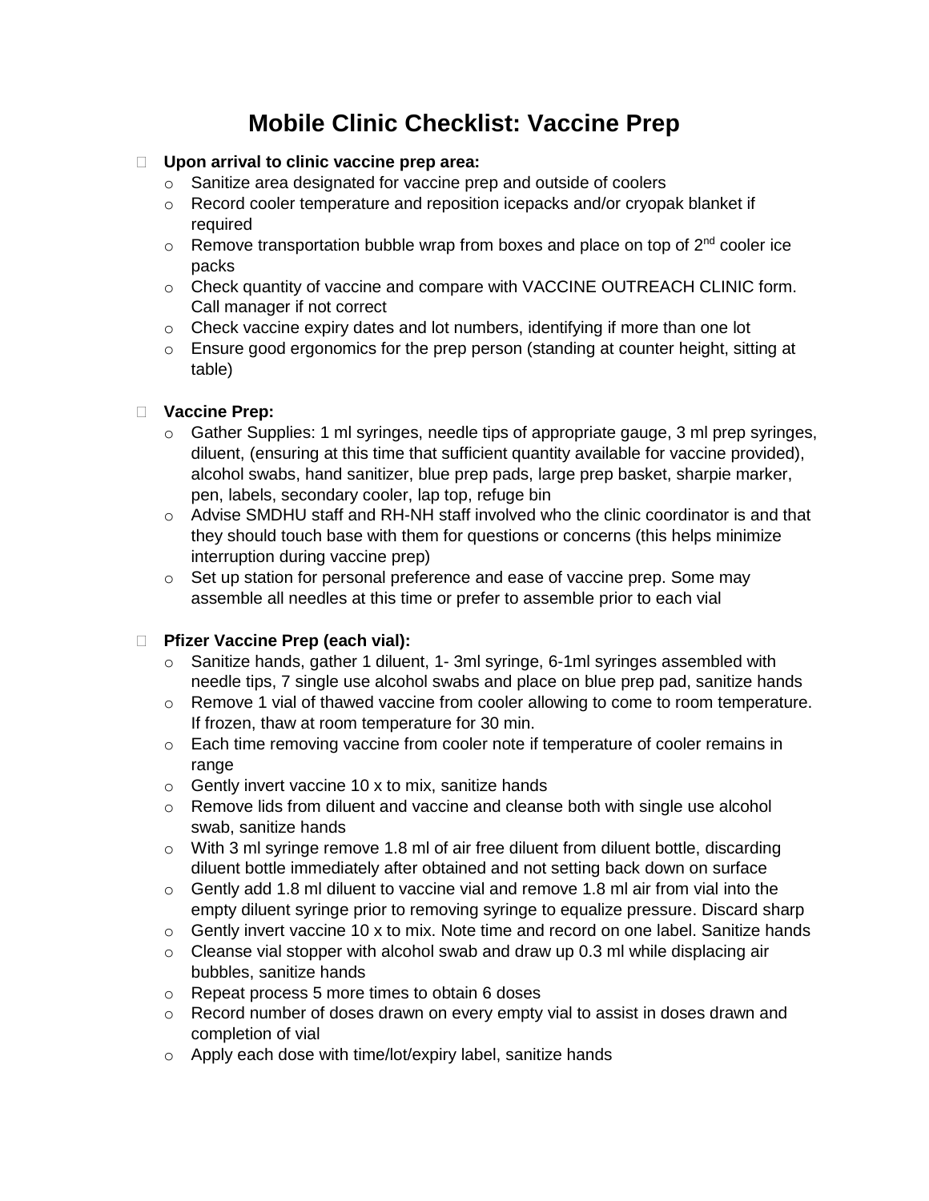# Mobile Clinic Checklist: Vaccine Prep

- **Upon arrival to clinic vaccine prep area:**
  - Sanitize area designated for vaccine prep and outside of coolers
  - Record cooler temperature and reposition icepacks and/or cryopak blanket if required
  - Remove transportation bubble wrap from boxes and place on top of 2nd cooler ice packs
  - Check quantity of vaccine and compare with VACCINE OUTREACH CLINIC form. Call manager if not correct
  - Check vaccine expiry dates and lot numbers, identifying if more than one lot
  - Ensure good ergonomics for the prep person (standing at counter height, sitting at table)

- **Vaccine Prep:**
  - Gather Supplies: 1 ml syringes, needle tips of appropriate gauge, 3 ml prep syringes, diluent, (ensuring at this time that sufficient quantity available for vaccine provided), alcohol swabs, hand sanitizer, blue prep pads, large prep basket, sharpie marker, pen, labels, secondary cooler, lap top, refuge bin
  - Advise SMDHU staff and RH-NH staff involved who the clinic coordinator is and that they should touch base with them for questions or concerns (this helps minimize interruption during vaccine prep)
  - Set up station for personal preference and ease of vaccine prep. Some may assemble all needles at this time or prefer to assemble prior to each vial

- **Pfizer Vaccine Prep (each vial):**
  - Sanitize hands, gather 1 diluent, 1- 3ml syringe, 6-1ml syringes assembled with needle tips, 7 single use alcohol swabs and place on blue prep pad, sanitize hands
  - Remove 1 vial of thawed vaccine from cooler allowing to come to room temperature. If frozen, thaw at room temperature for 30 min.
  - Each time removing vaccine from cooler note if temperature of cooler remains in range
  - Gently invert vaccine 10 x to mix, sanitize hands
  - Remove lids from diluent and vaccine and cleanse both with single use alcohol swab, sanitize hands
  - With 3 ml syringe remove 1.8 ml of air free diluent from diluent bottle, discarding diluent bottle immediately after obtained and not setting back down on surface
  - Gently add 1.8 ml diluent to vaccine vial and remove 1.8 ml air from vial into the empty diluent syringe prior to removing syringe to equalize pressure. Discard sharp
  - Gently invert vaccine 10 x to mix. Note time and record on one label. Sanitize hands
  - Cleanse vial stopper with alcohol swab and draw up 0.3 ml while displacing air bubbles, sanitize hands
  - Repeat process 5 more times to obtain 6 doses
  - Record number of doses drawn on every empty vial to assist in doses drawn and completion of vial
  - Apply each dose with time/lot/expiry label, sanitize hands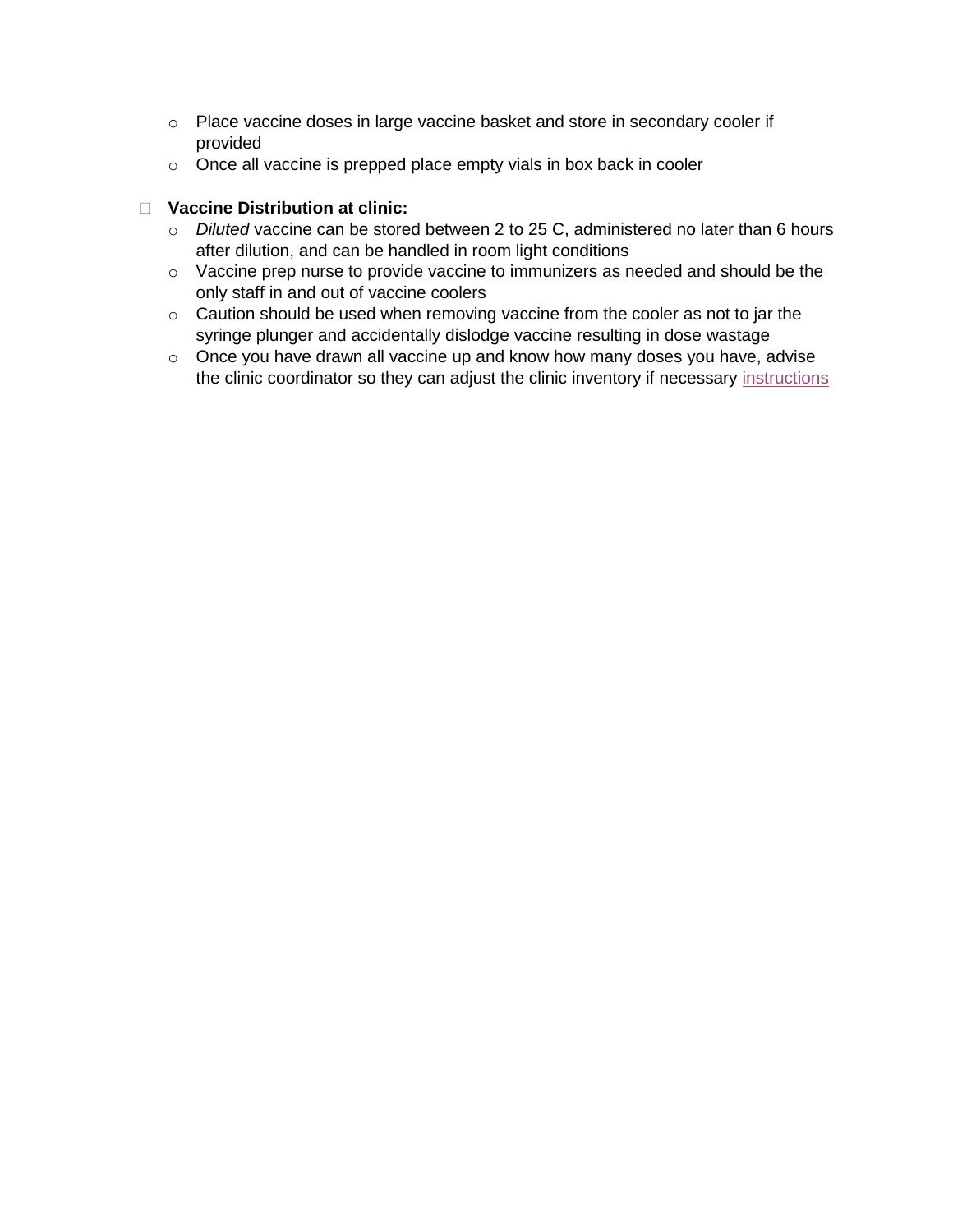- Place vaccine doses in large vaccine basket and store in secondary cooler if provided
  - Once all vaccine is prepped place empty vials in box back in cooler

- **Vaccine Distribution at clinic:**
  - *Diluted* vaccine can be stored between 2 to 25 C, administered no later than 6 hours after dilution, and can be handled in room light conditions
  - Vaccine prep nurse to provide vaccine to immunizers as needed and should be the only staff in and out of vaccine coolers
  - Caution should be used when removing vaccine from the cooler as not to jar the syringe plunger and accidentally dislodge vaccine resulting in dose wastage
  - Once you have drawn all vaccine up and know how many doses you have, advise the clinic coordinator so they can adjust the clinic inventory if necessary instructions